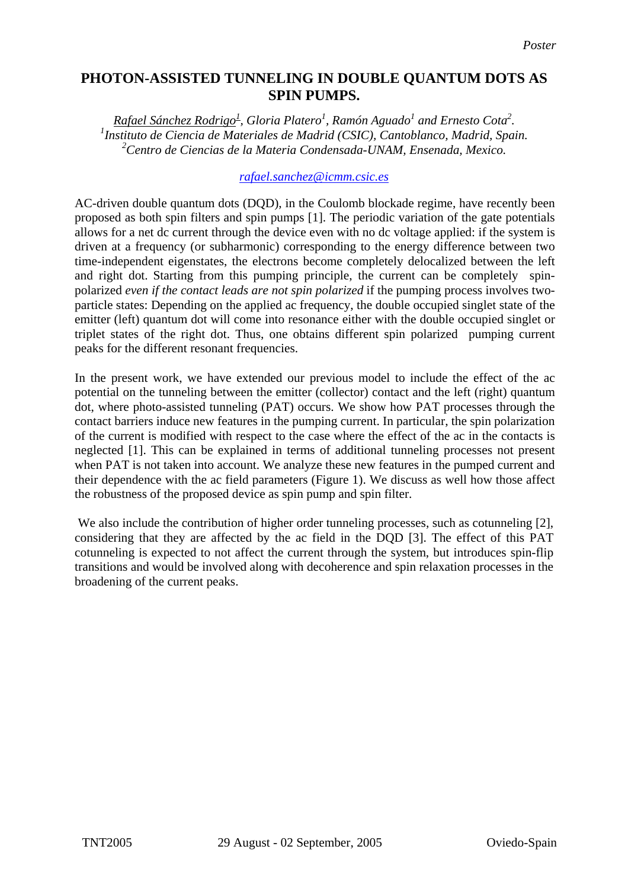*Poster*

# PHOTON-ASSISTED TUNNELING IN DOUBLE QUANTUM DOTS AS SPIN PUMPS.

*Rafael Sánchez Rodrigo[1], Gloria Platero[1], Ramón Aguado[1] and Ernesto Cota[2].*
*[1]Instituto de Ciencia de Materiales de Madrid (CSIC), Cantoblanco, Madrid, Spain.*
*[2]Centro de Ciencias de la Materia Condensada-UNAM, Ensenada, Mexico.*

rafael.sanchez@icmm.csic.es

AC-driven double quantum dots (DQD), in the Coulomb blockade regime, have recently been proposed as both spin filters and spin pumps [1]. The periodic variation of the gate potentials allows for a net dc current through the device even with no dc voltage applied: if the system is driven at a frequency (or subharmonic) corresponding to the energy difference between two time-independent eigenstates, the electrons become completely delocalized between the left and right dot. Starting from this pumping principle, the current can be completely spin-polarized *even if the contact leads are not spin polarized* if the pumping process involves two-particle states: Depending on the applied ac frequency, the double occupied singlet state of the emitter (left) quantum dot will come into resonance either with the double occupied singlet or triplet states of the right dot. Thus, one obtains different spin polarized pumping current peaks for the different resonant frequencies.

In the present work, we have extended our previous model to include the effect of the ac potential on the tunneling between the emitter (collector) contact and the left (right) quantum dot, where photo-assisted tunneling (PAT) occurs. We show how PAT processes through the contact barriers induce new features in the pumping current. In particular, the spin polarization of the current is modified with respect to the case where the effect of the ac in the contacts is neglected [1]. This can be explained in terms of additional tunneling processes not present when PAT is not taken into account. We analyze these new features in the pumped current and their dependence with the ac field parameters (Figure 1). We discuss as well how those affect the robustness of the proposed device as spin pump and spin filter.

We also include the contribution of higher order tunneling processes, such as cotunneling [2], considering that they are affected by the ac field in the DQD [3]. The effect of this PAT cotunneling is expected to not affect the current through the system, but introduces spin-flip transitions and would be involved along with decoherence and spin relaxation processes in the broadening of the current peaks.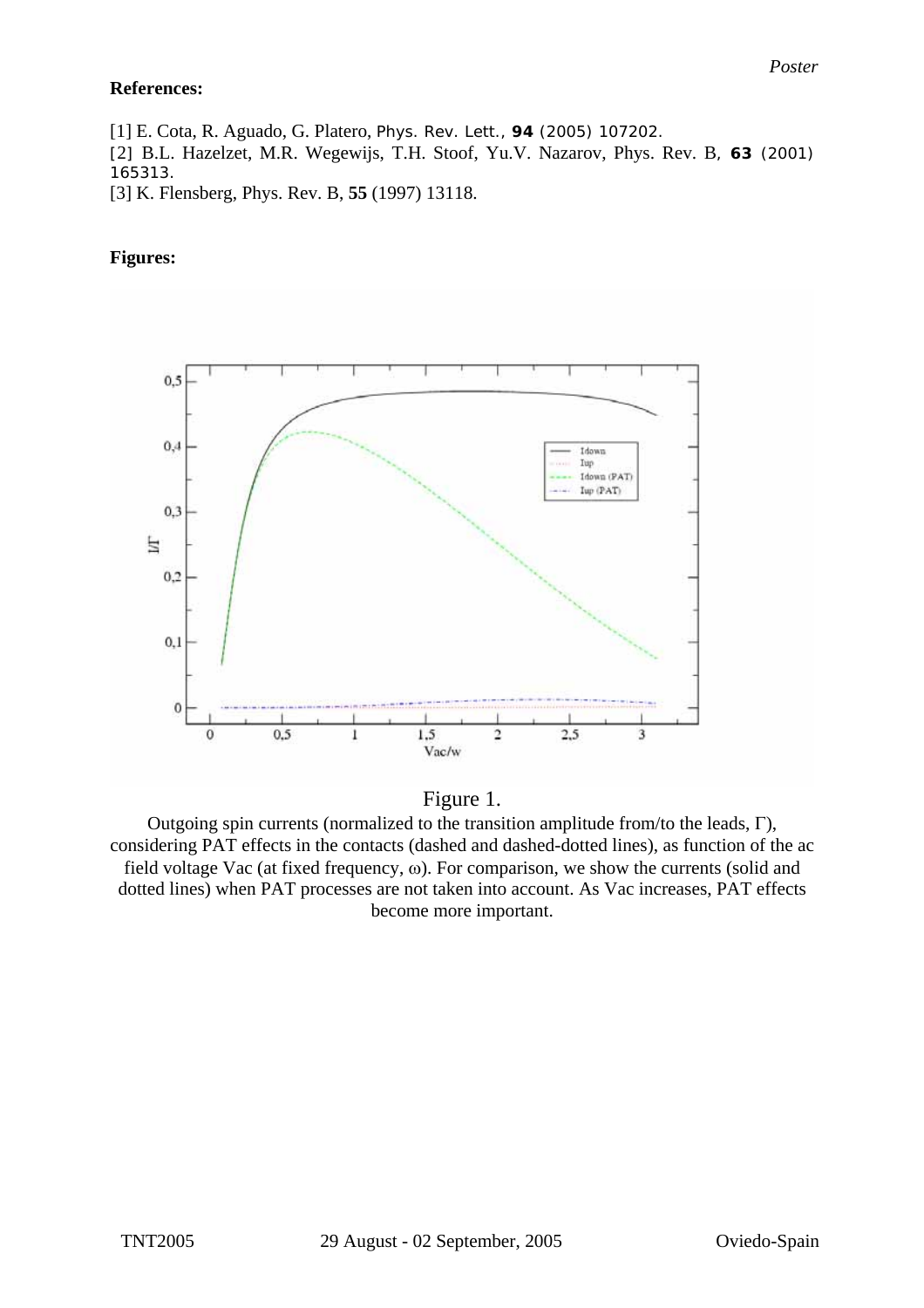**References:**

[1] E. Cota, R. Aguado, G. Platero, Phys. Rev. Lett., **94** (2005) 107202.
[2] B.L. Hazelzet, M.R. Wegewijs, T.H. Stoof, Yu.V. Nazarov, Phys. Rev. B, **63** (2001) 165313.
[3] K. Flensberg, Phys. Rev. B, **55** (1997) 13118.

**Figures:**

0,5
0,4
0,3
0,2
0,1
0
I/Γ
0
0,5
1
1,5
2
2,5
3
Vac/w
Idown
Iup
Idown (PAT)
Iup (PAT)

Figure 1.

Outgoing spin currents (normalized to the transition amplitude from/to the leads, Γ), considering PAT effects in the contacts (dashed and dashed-dotted lines), as function of the ac field voltage Vac (at fixed frequency, ω). For comparison, we show the currents (solid and dotted lines) when PAT processes are not taken into account. As Vac increases, PAT effects become more important.